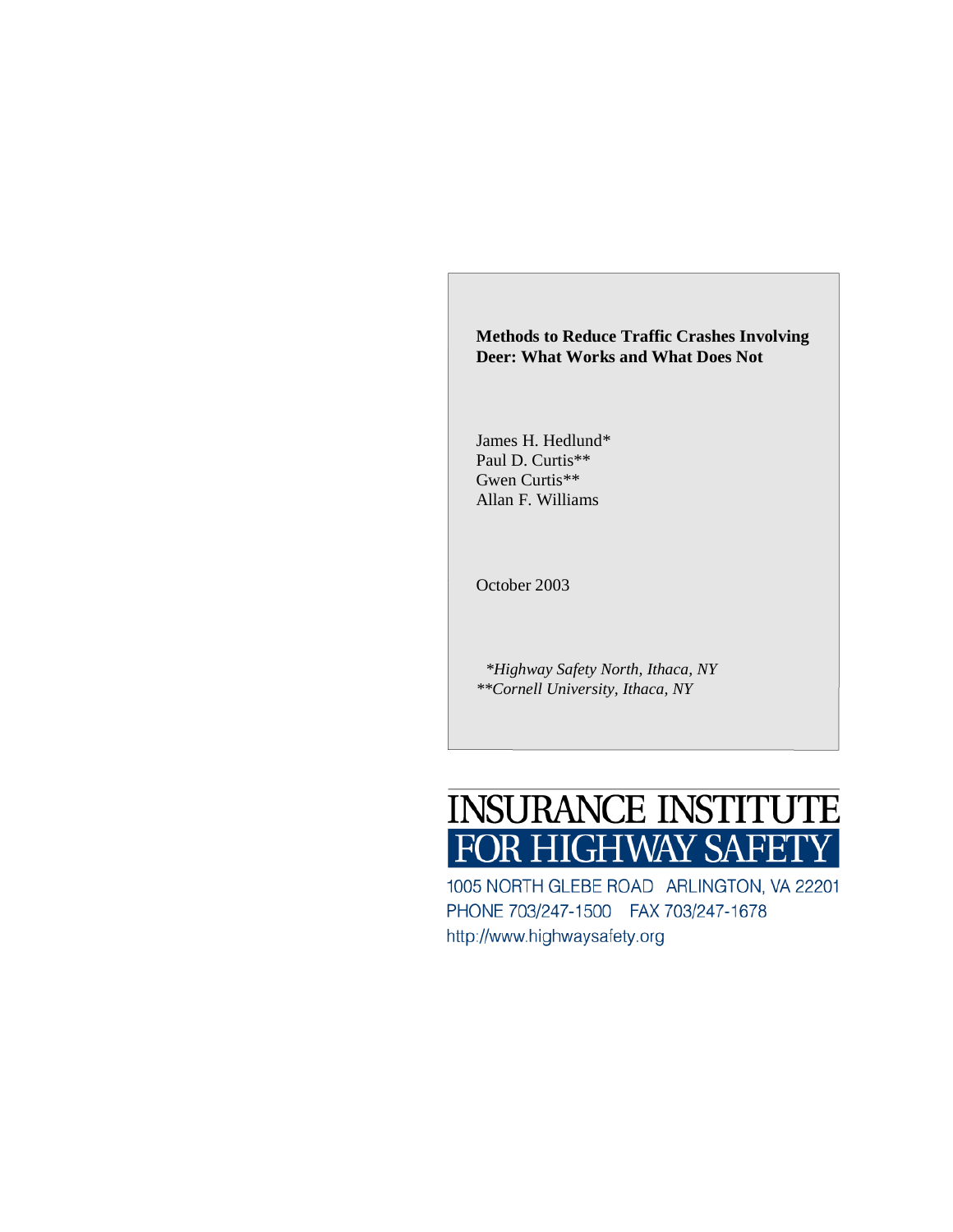**Methods to Reduce Traffic Crashes Involving Deer: What Works and What Does Not**

James H. Hedlund*
Paul D. Curtis**
Gwen Curtis**
Allan F. Williams

October 2003

*\*Highway Safety North, Ithaca, NY*
*\*\*Cornell University, Ithaca, NY*

INSURANCE INSTITUTE FOR HIGHWAY SAFETY

1005 NORTH GLEBE ROAD ARLINGTON, VA 22201
PHONE 703/247-1500 FAX 703/247-1678
http://www.highwaysafety.org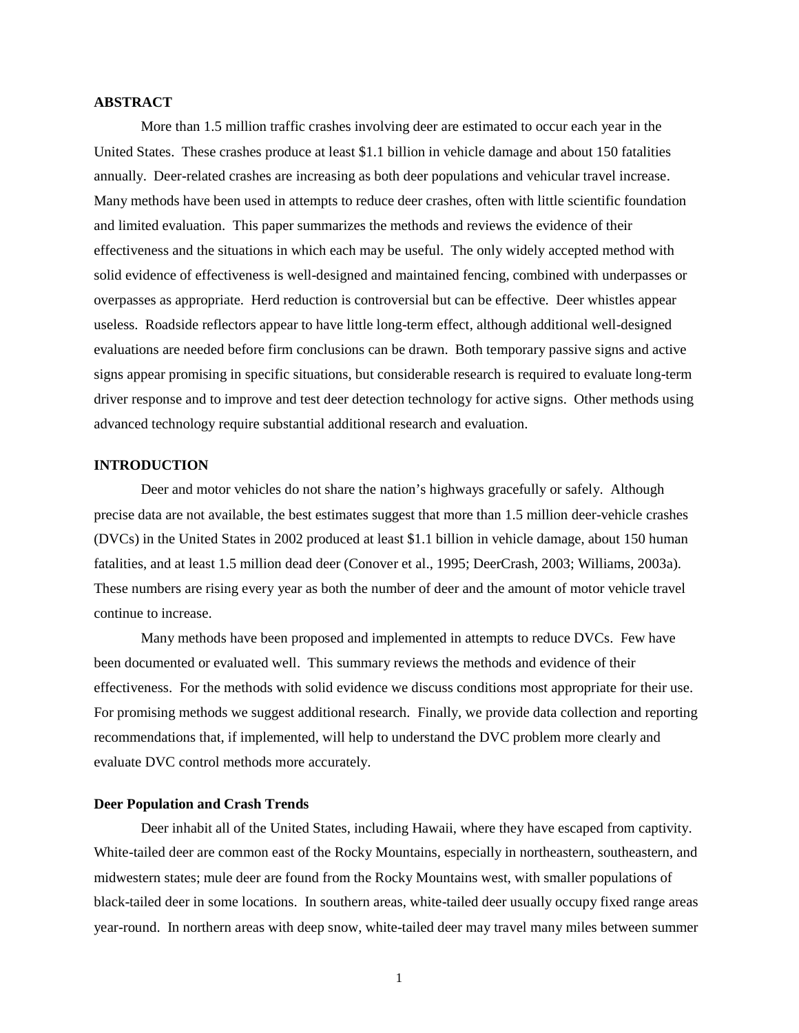## ABSTRACT

More than 1.5 million traffic crashes involving deer are estimated to occur each year in the United States. These crashes produce at least $1.1 billion in vehicle damage and about 150 fatalities annually. Deer-related crashes are increasing as both deer populations and vehicular travel increase. Many methods have been used in attempts to reduce deer crashes, often with little scientific foundation and limited evaluation. This paper summarizes the methods and reviews the evidence of their effectiveness and the situations in which each may be useful. The only widely accepted method with solid evidence of effectiveness is well-designed and maintained fencing, combined with underpasses or overpasses as appropriate. Herd reduction is controversial but can be effective. Deer whistles appear useless. Roadside reflectors appear to have little long-term effect, although additional well-designed evaluations are needed before firm conclusions can be drawn. Both temporary passive signs and active signs appear promising in specific situations, but considerable research is required to evaluate long-term driver response and to improve and test deer detection technology for active signs. Other methods using advanced technology require substantial additional research and evaluation.

## INTRODUCTION

Deer and motor vehicles do not share the nation's highways gracefully or safely. Although precise data are not available, the best estimates suggest that more than 1.5 million deer-vehicle crashes (DVCs) in the United States in 2002 produced at least $1.1 billion in vehicle damage, about 150 human fatalities, and at least 1.5 million dead deer (Conover et al., 1995; DeerCrash, 2003; Williams, 2003a). These numbers are rising every year as both the number of deer and the amount of motor vehicle travel continue to increase.

Many methods have been proposed and implemented in attempts to reduce DVCs. Few have been documented or evaluated well. This summary reviews the methods and evidence of their effectiveness. For the methods with solid evidence we discuss conditions most appropriate for their use. For promising methods we suggest additional research. Finally, we provide data collection and reporting recommendations that, if implemented, will help to understand the DVC problem more clearly and evaluate DVC control methods more accurately.

### Deer Population and Crash Trends

Deer inhabit all of the United States, including Hawaii, where they have escaped from captivity. White-tailed deer are common east of the Rocky Mountains, especially in northeastern, southeastern, and midwestern states; mule deer are found from the Rocky Mountains west, with smaller populations of black-tailed deer in some locations. In southern areas, white-tailed deer usually occupy fixed range areas year-round. In northern areas with deep snow, white-tailed deer may travel many miles between summer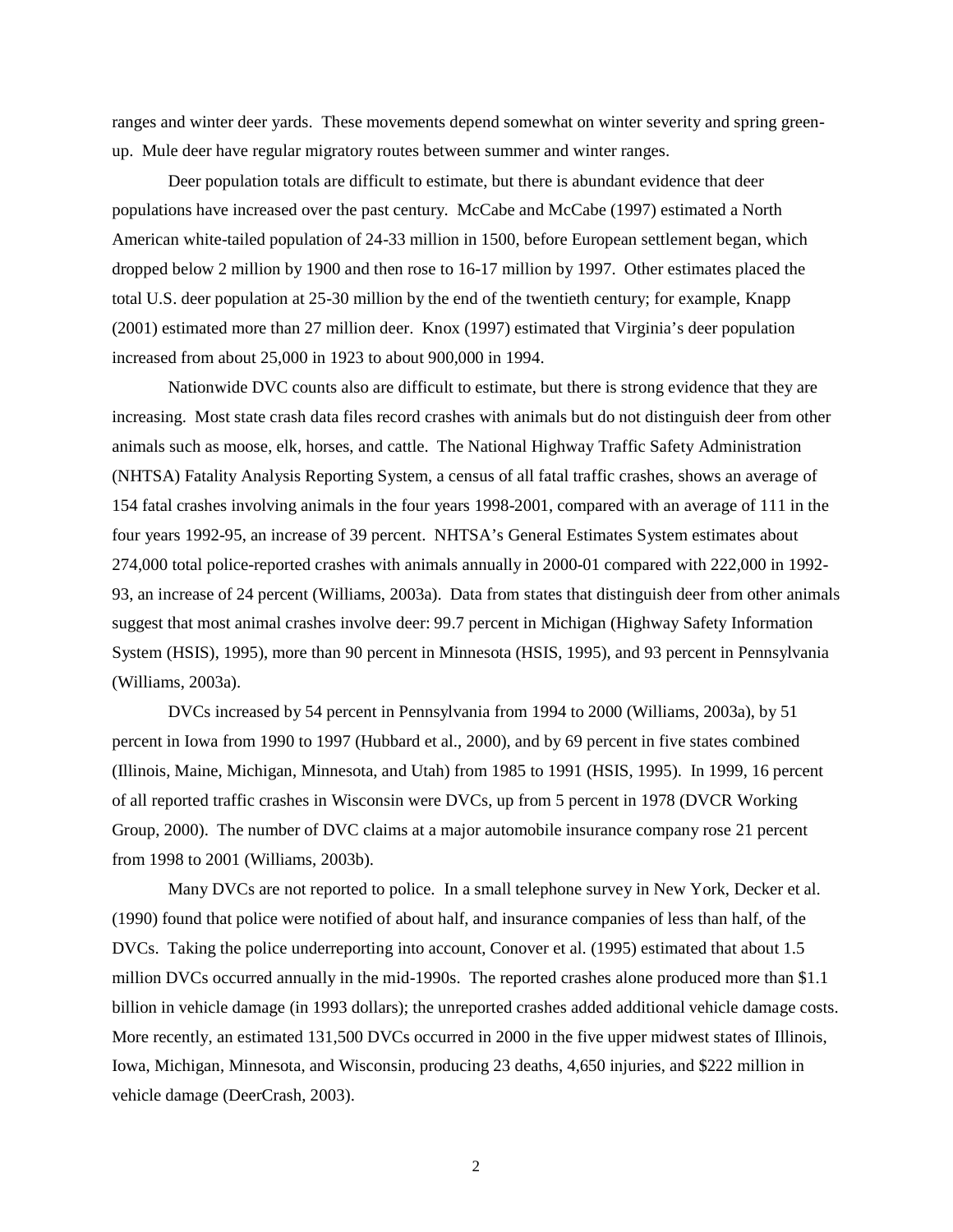ranges and winter deer yards. These movements depend somewhat on winter severity and spring green-up. Mule deer have regular migratory routes between summer and winter ranges.

Deer population totals are difficult to estimate, but there is abundant evidence that deer populations have increased over the past century. McCabe and McCabe (1997) estimated a North American white-tailed population of 24-33 million in 1500, before European settlement began, which dropped below 2 million by 1900 and then rose to 16-17 million by 1997. Other estimates placed the total U.S. deer population at 25-30 million by the end of the twentieth century; for example, Knapp (2001) estimated more than 27 million deer. Knox (1997) estimated that Virginia's deer population increased from about 25,000 in 1923 to about 900,000 in 1994.

Nationwide DVC counts also are difficult to estimate, but there is strong evidence that they are increasing. Most state crash data files record crashes with animals but do not distinguish deer from other animals such as moose, elk, horses, and cattle. The National Highway Traffic Safety Administration (NHTSA) Fatality Analysis Reporting System, a census of all fatal traffic crashes, shows an average of 154 fatal crashes involving animals in the four years 1998-2001, compared with an average of 111 in the four years 1992-95, an increase of 39 percent. NHTSA's General Estimates System estimates about 274,000 total police-reported crashes with animals annually in 2000-01 compared with 222,000 in 1992-93, an increase of 24 percent (Williams, 2003a). Data from states that distinguish deer from other animals suggest that most animal crashes involve deer: 99.7 percent in Michigan (Highway Safety Information System (HSIS), 1995), more than 90 percent in Minnesota (HSIS, 1995), and 93 percent in Pennsylvania (Williams, 2003a).

DVCs increased by 54 percent in Pennsylvania from 1994 to 2000 (Williams, 2003a), by 51 percent in Iowa from 1990 to 1997 (Hubbard et al., 2000), and by 69 percent in five states combined (Illinois, Maine, Michigan, Minnesota, and Utah) from 1985 to 1991 (HSIS, 1995). In 1999, 16 percent of all reported traffic crashes in Wisconsin were DVCs, up from 5 percent in 1978 (DVCR Working Group, 2000). The number of DVC claims at a major automobile insurance company rose 21 percent from 1998 to 2001 (Williams, 2003b).

Many DVCs are not reported to police. In a small telephone survey in New York, Decker et al. (1990) found that police were notified of about half, and insurance companies of less than half, of the DVCs. Taking the police underreporting into account, Conover et al. (1995) estimated that about 1.5 million DVCs occurred annually in the mid-1990s. The reported crashes alone produced more than $1.1 billion in vehicle damage (in 1993 dollars); the unreported crashes added additional vehicle damage costs. More recently, an estimated 131,500 DVCs occurred in 2000 in the five upper midwest states of Illinois, Iowa, Michigan, Minnesota, and Wisconsin, producing 23 deaths, 4,650 injuries, and $222 million in vehicle damage (DeerCrash, 2003).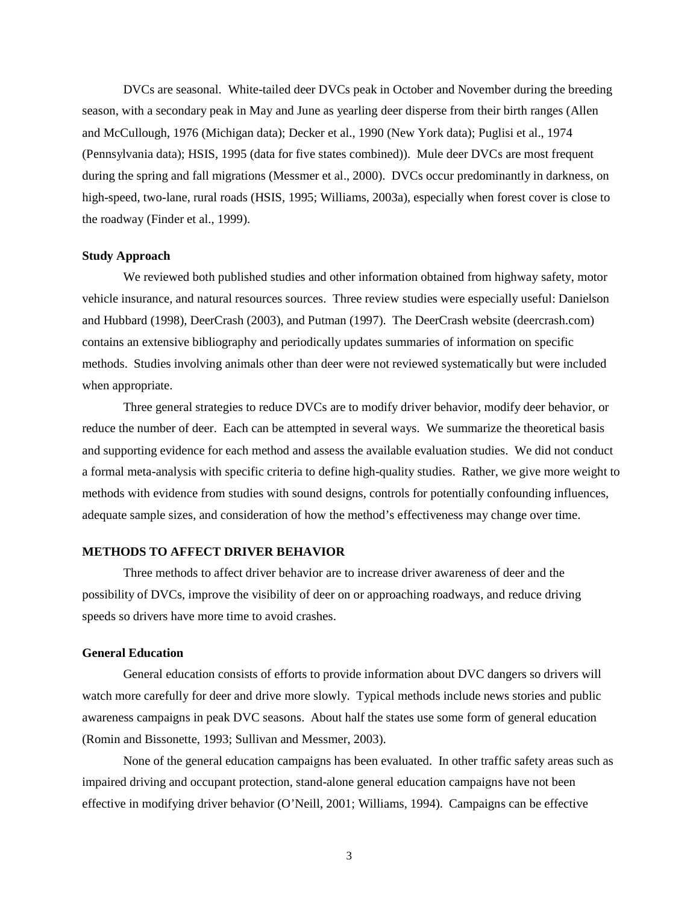DVCs are seasonal. White-tailed deer DVCs peak in October and November during the breeding season, with a secondary peak in May and June as yearling deer disperse from their birth ranges (Allen and McCullough, 1976 (Michigan data); Decker et al., 1990 (New York data); Puglisi et al., 1974 (Pennsylvania data); HSIS, 1995 (data for five states combined)). Mule deer DVCs are most frequent during the spring and fall migrations (Messmer et al., 2000). DVCs occur predominantly in darkness, on high-speed, two-lane, rural roads (HSIS, 1995; Williams, 2003a), especially when forest cover is close to the roadway (Finder et al., 1999).

### Study Approach

We reviewed both published studies and other information obtained from highway safety, motor vehicle insurance, and natural resources sources. Three review studies were especially useful: Danielson and Hubbard (1998), DeerCrash (2003), and Putman (1997). The DeerCrash website (deercrash.com) contains an extensive bibliography and periodically updates summaries of information on specific methods. Studies involving animals other than deer were not reviewed systematically but were included when appropriate.

Three general strategies to reduce DVCs are to modify driver behavior, modify deer behavior, or reduce the number of deer. Each can be attempted in several ways. We summarize the theoretical basis and supporting evidence for each method and assess the available evaluation studies. We did not conduct a formal meta-analysis with specific criteria to define high-quality studies. Rather, we give more weight to methods with evidence from studies with sound designs, controls for potentially confounding influences, adequate sample sizes, and consideration of how the method's effectiveness may change over time.

## METHODS TO AFFECT DRIVER BEHAVIOR

Three methods to affect driver behavior are to increase driver awareness of deer and the possibility of DVCs, improve the visibility of deer on or approaching roadways, and reduce driving speeds so drivers have more time to avoid crashes.

### General Education

General education consists of efforts to provide information about DVC dangers so drivers will watch more carefully for deer and drive more slowly. Typical methods include news stories and public awareness campaigns in peak DVC seasons. About half the states use some form of general education (Romin and Bissonette, 1993; Sullivan and Messmer, 2003).

None of the general education campaigns has been evaluated. In other traffic safety areas such as impaired driving and occupant protection, stand-alone general education campaigns have not been effective in modifying driver behavior (O'Neill, 2001; Williams, 1994). Campaigns can be effective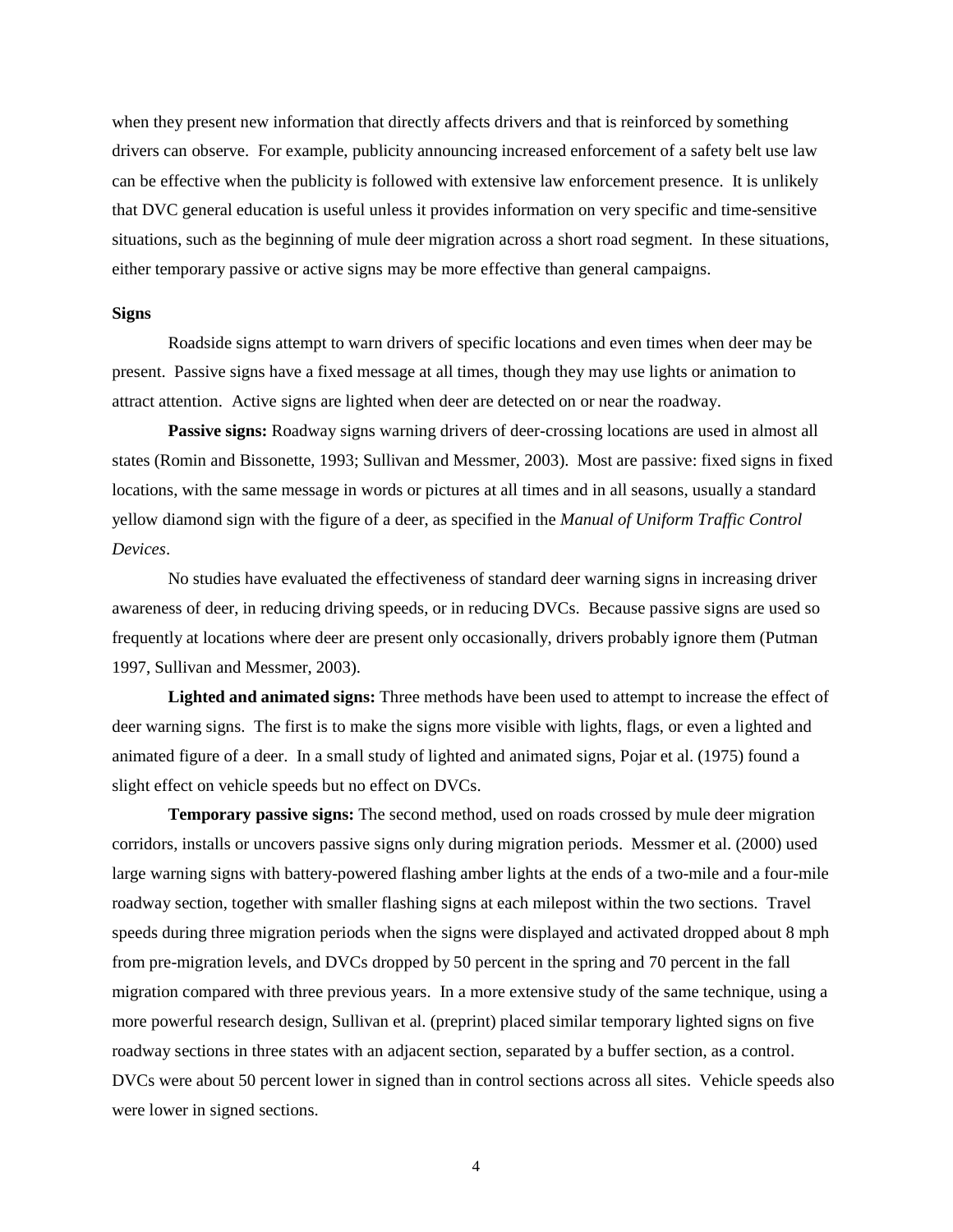when they present new information that directly affects drivers and that is reinforced by something drivers can observe. For example, publicity announcing increased enforcement of a safety belt use law can be effective when the publicity is followed with extensive law enforcement presence. It is unlikely that DVC general education is useful unless it provides information on very specific and time-sensitive situations, such as the beginning of mule deer migration across a short road segment. In these situations, either temporary passive or active signs may be more effective than general campaigns.

**Signs**

Roadside signs attempt to warn drivers of specific locations and even times when deer may be present. Passive signs have a fixed message at all times, though they may use lights or animation to attract attention. Active signs are lighted when deer are detected on or near the roadway.

**Passive signs:** Roadway signs warning drivers of deer-crossing locations are used in almost all states (Romin and Bissonette, 1993; Sullivan and Messmer, 2003). Most are passive: fixed signs in fixed locations, with the same message in words or pictures at all times and in all seasons, usually a standard yellow diamond sign with the figure of a deer, as specified in the *Manual of Uniform Traffic Control Devices*.

No studies have evaluated the effectiveness of standard deer warning signs in increasing driver awareness of deer, in reducing driving speeds, or in reducing DVCs. Because passive signs are used so frequently at locations where deer are present only occasionally, drivers probably ignore them (Putman 1997, Sullivan and Messmer, 2003).

**Lighted and animated signs:** Three methods have been used to attempt to increase the effect of deer warning signs. The first is to make the signs more visible with lights, flags, or even a lighted and animated figure of a deer. In a small study of lighted and animated signs, Pojar et al. (1975) found a slight effect on vehicle speeds but no effect on DVCs.

**Temporary passive signs:** The second method, used on roads crossed by mule deer migration corridors, installs or uncovers passive signs only during migration periods. Messmer et al. (2000) used large warning signs with battery-powered flashing amber lights at the ends of a two-mile and a four-mile roadway section, together with smaller flashing signs at each milepost within the two sections. Travel speeds during three migration periods when the signs were displayed and activated dropped about 8 mph from pre-migration levels, and DVCs dropped by 50 percent in the spring and 70 percent in the fall migration compared with three previous years. In a more extensive study of the same technique, using a more powerful research design, Sullivan et al. (preprint) placed similar temporary lighted signs on five roadway sections in three states with an adjacent section, separated by a buffer section, as a control. DVCs were about 50 percent lower in signed than in control sections across all sites. Vehicle speeds also were lower in signed sections.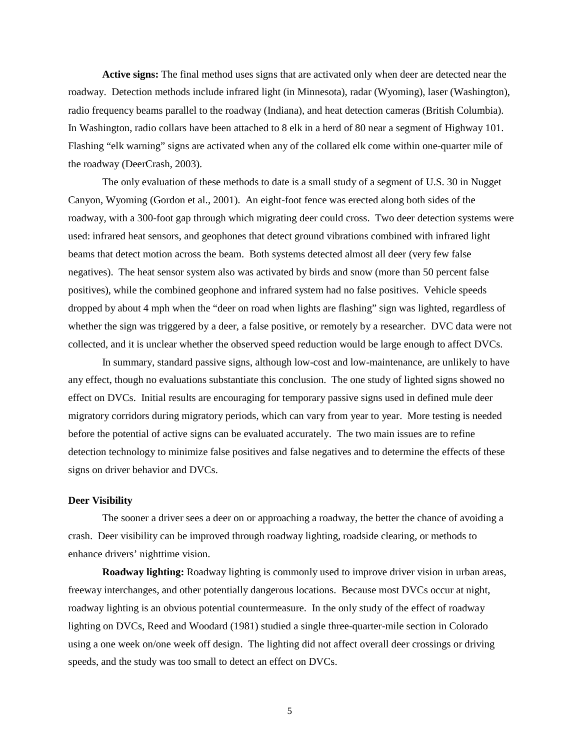**Active signs:** The final method uses signs that are activated only when deer are detected near the roadway. Detection methods include infrared light (in Minnesota), radar (Wyoming), laser (Washington), radio frequency beams parallel to the roadway (Indiana), and heat detection cameras (British Columbia). In Washington, radio collars have been attached to 8 elk in a herd of 80 near a segment of Highway 101. Flashing "elk warning" signs are activated when any of the collared elk come within one-quarter mile of the roadway (DeerCrash, 2003).

The only evaluation of these methods to date is a small study of a segment of U.S. 30 in Nugget Canyon, Wyoming (Gordon et al., 2001). An eight-foot fence was erected along both sides of the roadway, with a 300-foot gap through which migrating deer could cross. Two deer detection systems were used: infrared heat sensors, and geophones that detect ground vibrations combined with infrared light beams that detect motion across the beam. Both systems detected almost all deer (very few false negatives). The heat sensor system also was activated by birds and snow (more than 50 percent false positives), while the combined geophone and infrared system had no false positives. Vehicle speeds dropped by about 4 mph when the "deer on road when lights are flashing" sign was lighted, regardless of whether the sign was triggered by a deer, a false positive, or remotely by a researcher. DVC data were not collected, and it is unclear whether the observed speed reduction would be large enough to affect DVCs.

In summary, standard passive signs, although low-cost and low-maintenance, are unlikely to have any effect, though no evaluations substantiate this conclusion. The one study of lighted signs showed no effect on DVCs. Initial results are encouraging for temporary passive signs used in defined mule deer migratory corridors during migratory periods, which can vary from year to year. More testing is needed before the potential of active signs can be evaluated accurately. The two main issues are to refine detection technology to minimize false positives and false negatives and to determine the effects of these signs on driver behavior and DVCs.

### Deer Visibility

The sooner a driver sees a deer on or approaching a roadway, the better the chance of avoiding a crash. Deer visibility can be improved through roadway lighting, roadside clearing, or methods to enhance drivers' nighttime vision.

**Roadway lighting:** Roadway lighting is commonly used to improve driver vision in urban areas, freeway interchanges, and other potentially dangerous locations. Because most DVCs occur at night, roadway lighting is an obvious potential countermeasure. In the only study of the effect of roadway lighting on DVCs, Reed and Woodard (1981) studied a single three-quarter-mile section in Colorado using a one week on/one week off design. The lighting did not affect overall deer crossings or driving speeds, and the study was too small to detect an effect on DVCs.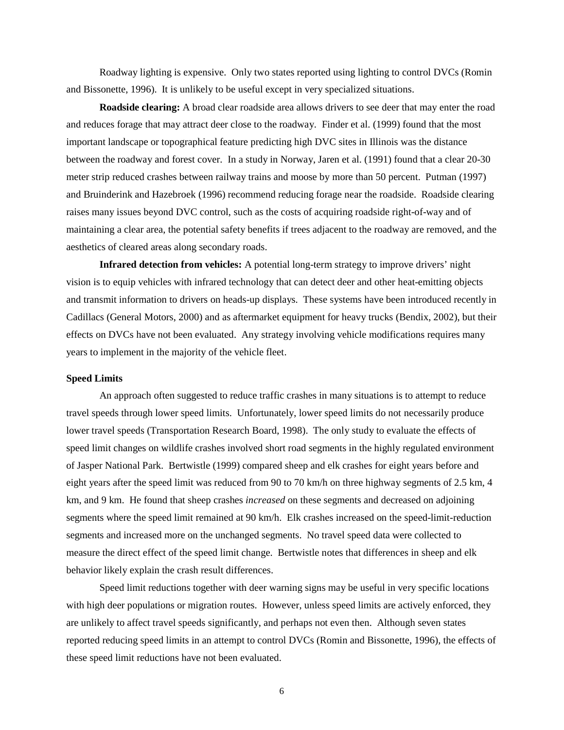Roadway lighting is expensive. Only two states reported using lighting to control DVCs (Romin and Bissonette, 1996). It is unlikely to be useful except in very specialized situations.

**Roadside clearing:** A broad clear roadside area allows drivers to see deer that may enter the road and reduces forage that may attract deer close to the roadway. Finder et al. (1999) found that the most important landscape or topographical feature predicting high DVC sites in Illinois was the distance between the roadway and forest cover. In a study in Norway, Jaren et al. (1991) found that a clear 20-30 meter strip reduced crashes between railway trains and moose by more than 50 percent. Putman (1997) and Bruinderink and Hazebroek (1996) recommend reducing forage near the roadside. Roadside clearing raises many issues beyond DVC control, such as the costs of acquiring roadside right-of-way and of maintaining a clear area, the potential safety benefits if trees adjacent to the roadway are removed, and the aesthetics of cleared areas along secondary roads.

**Infrared detection from vehicles:** A potential long-term strategy to improve drivers' night vision is to equip vehicles with infrared technology that can detect deer and other heat-emitting objects and transmit information to drivers on heads-up displays. These systems have been introduced recently in Cadillacs (General Motors, 2000) and as aftermarket equipment for heavy trucks (Bendix, 2002), but their effects on DVCs have not been evaluated. Any strategy involving vehicle modifications requires many years to implement in the majority of the vehicle fleet.

**Speed Limits**

An approach often suggested to reduce traffic crashes in many situations is to attempt to reduce travel speeds through lower speed limits. Unfortunately, lower speed limits do not necessarily produce lower travel speeds (Transportation Research Board, 1998). The only study to evaluate the effects of speed limit changes on wildlife crashes involved short road segments in the highly regulated environment of Jasper National Park. Bertwistle (1999) compared sheep and elk crashes for eight years before and eight years after the speed limit was reduced from 90 to 70 km/h on three highway segments of 2.5 km, 4 km, and 9 km. He found that sheep crashes *increased* on these segments and decreased on adjoining segments where the speed limit remained at 90 km/h. Elk crashes increased on the speed-limit-reduction segments and increased more on the unchanged segments. No travel speed data were collected to measure the direct effect of the speed limit change. Bertwistle notes that differences in sheep and elk behavior likely explain the crash result differences.

Speed limit reductions together with deer warning signs may be useful in very specific locations with high deer populations or migration routes. However, unless speed limits are actively enforced, they are unlikely to affect travel speeds significantly, and perhaps not even then. Although seven states reported reducing speed limits in an attempt to control DVCs (Romin and Bissonette, 1996), the effects of these speed limit reductions have not been evaluated.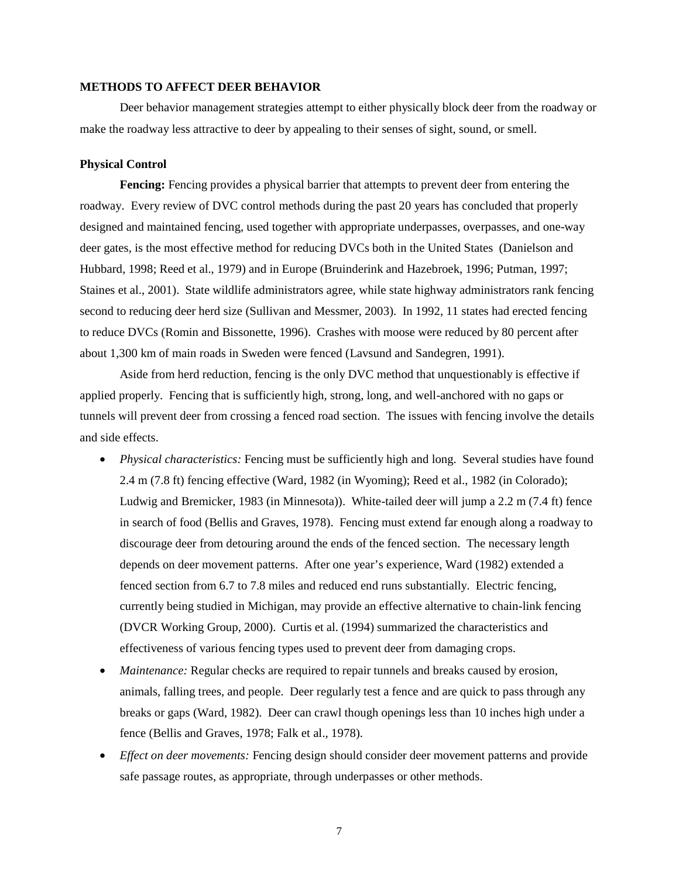## METHODS TO AFFECT DEER BEHAVIOR

Deer behavior management strategies attempt to either physically block deer from the roadway or make the roadway less attractive to deer by appealing to their senses of sight, sound, or smell.

### Physical Control

**Fencing:** Fencing provides a physical barrier that attempts to prevent deer from entering the roadway. Every review of DVC control methods during the past 20 years has concluded that properly designed and maintained fencing, used together with appropriate underpasses, overpasses, and one-way deer gates, is the most effective method for reducing DVCs both in the United States (Danielson and Hubbard, 1998; Reed et al., 1979) and in Europe (Bruinderink and Hazebroek, 1996; Putman, 1997; Staines et al., 2001). State wildlife administrators agree, while state highway administrators rank fencing second to reducing deer herd size (Sullivan and Messmer, 2003). In 1992, 11 states had erected fencing to reduce DVCs (Romin and Bissonette, 1996). Crashes with moose were reduced by 80 percent after about 1,300 km of main roads in Sweden were fenced (Lavsund and Sandegren, 1991).

Aside from herd reduction, fencing is the only DVC method that unquestionably is effective if applied properly. Fencing that is sufficiently high, strong, long, and well-anchored with no gaps or tunnels will prevent deer from crossing a fenced road section. The issues with fencing involve the details and side effects.

- *Physical characteristics:* Fencing must be sufficiently high and long. Several studies have found 2.4 m (7.8 ft) fencing effective (Ward, 1982 (in Wyoming); Reed et al., 1982 (in Colorado); Ludwig and Bremicker, 1983 (in Minnesota)). White-tailed deer will jump a 2.2 m (7.4 ft) fence in search of food (Bellis and Graves, 1978). Fencing must extend far enough along a roadway to discourage deer from detouring around the ends of the fenced section. The necessary length depends on deer movement patterns. After one year's experience, Ward (1982) extended a fenced section from 6.7 to 7.8 miles and reduced end runs substantially. Electric fencing, currently being studied in Michigan, may provide an effective alternative to chain-link fencing (DVCR Working Group, 2000). Curtis et al. (1994) summarized the characteristics and effectiveness of various fencing types used to prevent deer from damaging crops.
- *Maintenance:* Regular checks are required to repair tunnels and breaks caused by erosion, animals, falling trees, and people. Deer regularly test a fence and are quick to pass through any breaks or gaps (Ward, 1982). Deer can crawl though openings less than 10 inches high under a fence (Bellis and Graves, 1978; Falk et al., 1978).
- *Effect on deer movements:* Fencing design should consider deer movement patterns and provide safe passage routes, as appropriate, through underpasses or other methods.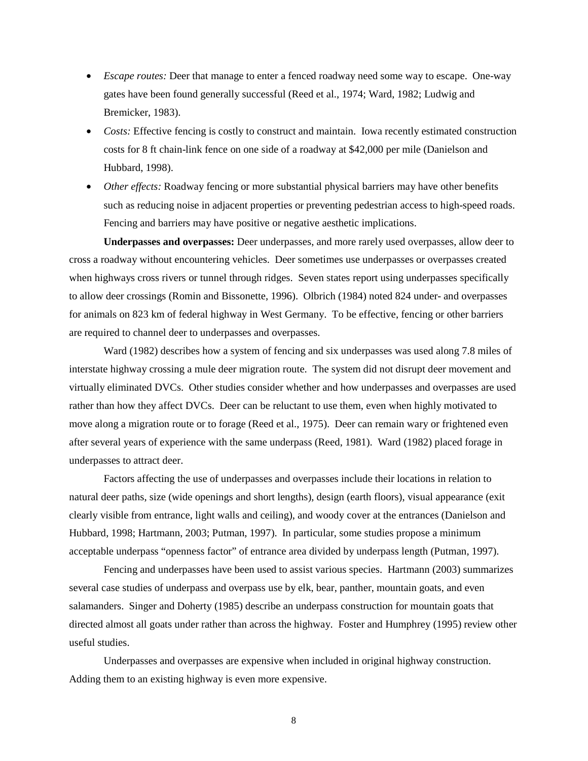- *Escape routes:* Deer that manage to enter a fenced roadway need some way to escape. One-way gates have been found generally successful (Reed et al., 1974; Ward, 1982; Ludwig and Bremicker, 1983).
- *Costs:* Effective fencing is costly to construct and maintain. Iowa recently estimated construction costs for 8 ft chain-link fence on one side of a roadway at $42,000 per mile (Danielson and Hubbard, 1998).
- *Other effects:* Roadway fencing or more substantial physical barriers may have other benefits such as reducing noise in adjacent properties or preventing pedestrian access to high-speed roads. Fencing and barriers may have positive or negative aesthetic implications.

**Underpasses and overpasses:** Deer underpasses, and more rarely used overpasses, allow deer to cross a roadway without encountering vehicles. Deer sometimes use underpasses or overpasses created when highways cross rivers or tunnel through ridges. Seven states report using underpasses specifically to allow deer crossings (Romin and Bissonette, 1996). Olbrich (1984) noted 824 under- and overpasses for animals on 823 km of federal highway in West Germany. To be effective, fencing or other barriers are required to channel deer to underpasses and overpasses.

Ward (1982) describes how a system of fencing and six underpasses was used along 7.8 miles of interstate highway crossing a mule deer migration route. The system did not disrupt deer movement and virtually eliminated DVCs. Other studies consider whether and how underpasses and overpasses are used rather than how they affect DVCs. Deer can be reluctant to use them, even when highly motivated to move along a migration route or to forage (Reed et al., 1975). Deer can remain wary or frightened even after several years of experience with the same underpass (Reed, 1981). Ward (1982) placed forage in underpasses to attract deer.

Factors affecting the use of underpasses and overpasses include their locations in relation to natural deer paths, size (wide openings and short lengths), design (earth floors), visual appearance (exit clearly visible from entrance, light walls and ceiling), and woody cover at the entrances (Danielson and Hubbard, 1998; Hartmann, 2003; Putman, 1997). In particular, some studies propose a minimum acceptable underpass "openness factor" of entrance area divided by underpass length (Putman, 1997).

Fencing and underpasses have been used to assist various species. Hartmann (2003) summarizes several case studies of underpass and overpass use by elk, bear, panther, mountain goats, and even salamanders. Singer and Doherty (1985) describe an underpass construction for mountain goats that directed almost all goats under rather than across the highway. Foster and Humphrey (1995) review other useful studies.

Underpasses and overpasses are expensive when included in original highway construction. Adding them to an existing highway is even more expensive.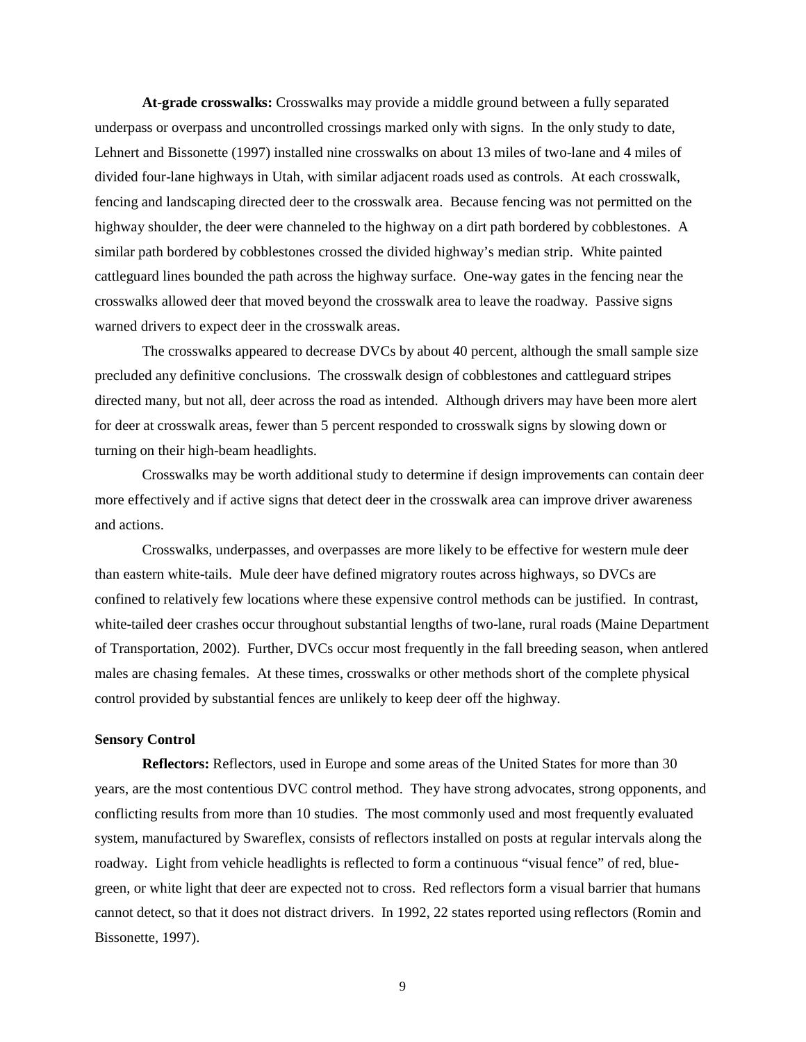**At-grade crosswalks:** Crosswalks may provide a middle ground between a fully separated underpass or overpass and uncontrolled crossings marked only with signs. In the only study to date, Lehnert and Bissonette (1997) installed nine crosswalks on about 13 miles of two-lane and 4 miles of divided four-lane highways in Utah, with similar adjacent roads used as controls. At each crosswalk, fencing and landscaping directed deer to the crosswalk area. Because fencing was not permitted on the highway shoulder, the deer were channeled to the highway on a dirt path bordered by cobblestones. A similar path bordered by cobblestones crossed the divided highway's median strip. White painted cattleguard lines bounded the path across the highway surface. One-way gates in the fencing near the crosswalks allowed deer that moved beyond the crosswalk area to leave the roadway. Passive signs warned drivers to expect deer in the crosswalk areas.

The crosswalks appeared to decrease DVCs by about 40 percent, although the small sample size precluded any definitive conclusions. The crosswalk design of cobblestones and cattleguard stripes directed many, but not all, deer across the road as intended. Although drivers may have been more alert for deer at crosswalk areas, fewer than 5 percent responded to crosswalk signs by slowing down or turning on their high-beam headlights.

Crosswalks may be worth additional study to determine if design improvements can contain deer more effectively and if active signs that detect deer in the crosswalk area can improve driver awareness and actions.

Crosswalks, underpasses, and overpasses are more likely to be effective for western mule deer than eastern white-tails. Mule deer have defined migratory routes across highways, so DVCs are confined to relatively few locations where these expensive control methods can be justified. In contrast, white-tailed deer crashes occur throughout substantial lengths of two-lane, rural roads (Maine Department of Transportation, 2002). Further, DVCs occur most frequently in the fall breeding season, when antlered males are chasing females. At these times, crosswalks or other methods short of the complete physical control provided by substantial fences are unlikely to keep deer off the highway.

### Sensory Control

**Reflectors:** Reflectors, used in Europe and some areas of the United States for more than 30 years, are the most contentious DVC control method. They have strong advocates, strong opponents, and conflicting results from more than 10 studies. The most commonly used and most frequently evaluated system, manufactured by Swareflex, consists of reflectors installed on posts at regular intervals along the roadway. Light from vehicle headlights is reflected to form a continuous "visual fence" of red, blue-green, or white light that deer are expected not to cross. Red reflectors form a visual barrier that humans cannot detect, so that it does not distract drivers. In 1992, 22 states reported using reflectors (Romin and Bissonette, 1997).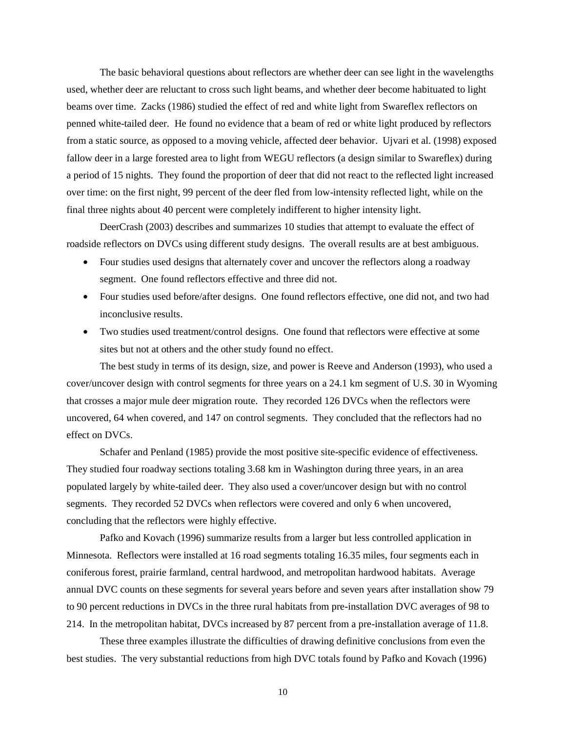The basic behavioral questions about reflectors are whether deer can see light in the wavelengths used, whether deer are reluctant to cross such light beams, and whether deer become habituated to light beams over time. Zacks (1986) studied the effect of red and white light from Swareflex reflectors on penned white-tailed deer. He found no evidence that a beam of red or white light produced by reflectors from a static source, as opposed to a moving vehicle, affected deer behavior. Ujvari et al. (1998) exposed fallow deer in a large forested area to light from WEGU reflectors (a design similar to Swareflex) during a period of 15 nights. They found the proportion of deer that did not react to the reflected light increased over time: on the first night, 99 percent of the deer fled from low-intensity reflected light, while on the final three nights about 40 percent were completely indifferent to higher intensity light.

DeerCrash (2003) describes and summarizes 10 studies that attempt to evaluate the effect of roadside reflectors on DVCs using different study designs. The overall results are at best ambiguous.

- Four studies used designs that alternately cover and uncover the reflectors along a roadway segment. One found reflectors effective and three did not.
- Four studies used before/after designs. One found reflectors effective, one did not, and two had inconclusive results.
- Two studies used treatment/control designs. One found that reflectors were effective at some sites but not at others and the other study found no effect.

The best study in terms of its design, size, and power is Reeve and Anderson (1993), who used a cover/uncover design with control segments for three years on a 24.1 km segment of U.S. 30 in Wyoming that crosses a major mule deer migration route. They recorded 126 DVCs when the reflectors were uncovered, 64 when covered, and 147 on control segments. They concluded that the reflectors had no effect on DVCs.

Schafer and Penland (1985) provide the most positive site-specific evidence of effectiveness. They studied four roadway sections totaling 3.68 km in Washington during three years, in an area populated largely by white-tailed deer. They also used a cover/uncover design but with no control segments. They recorded 52 DVCs when reflectors were covered and only 6 when uncovered, concluding that the reflectors were highly effective.

Pafko and Kovach (1996) summarize results from a larger but less controlled application in Minnesota. Reflectors were installed at 16 road segments totaling 16.35 miles, four segments each in coniferous forest, prairie farmland, central hardwood, and metropolitan hardwood habitats. Average annual DVC counts on these segments for several years before and seven years after installation show 79 to 90 percent reductions in DVCs in the three rural habitats from pre-installation DVC averages of 98 to 214. In the metropolitan habitat, DVCs increased by 87 percent from a pre-installation average of 11.8.

These three examples illustrate the difficulties of drawing definitive conclusions from even the best studies. The very substantial reductions from high DVC totals found by Pafko and Kovach (1996)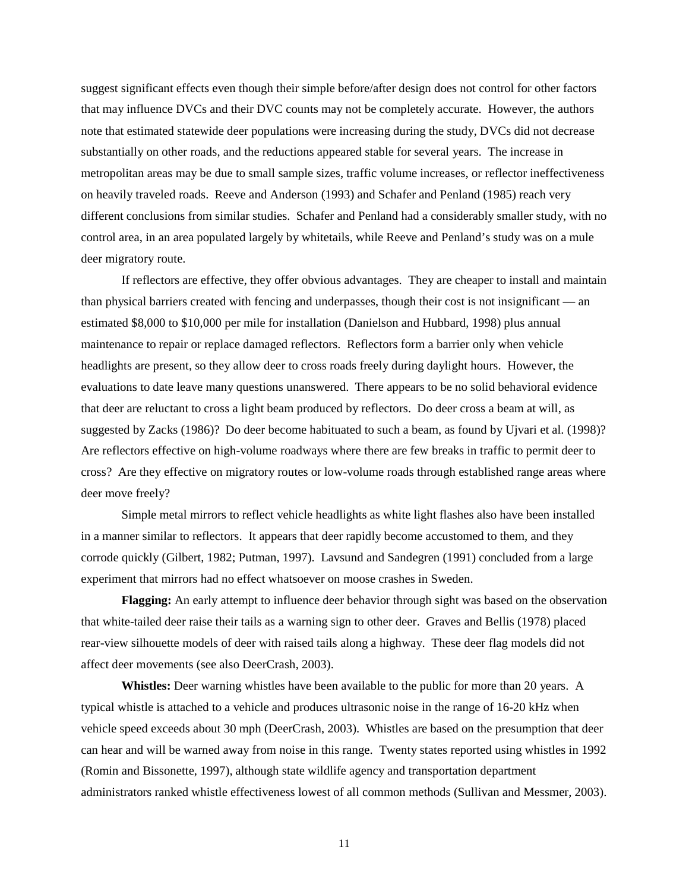suggest significant effects even though their simple before/after design does not control for other factors that may influence DVCs and their DVC counts may not be completely accurate. However, the authors note that estimated statewide deer populations were increasing during the study, DVCs did not decrease substantially on other roads, and the reductions appeared stable for several years. The increase in metropolitan areas may be due to small sample sizes, traffic volume increases, or reflector ineffectiveness on heavily traveled roads. Reeve and Anderson (1993) and Schafer and Penland (1985) reach very different conclusions from similar studies. Schafer and Penland had a considerably smaller study, with no control area, in an area populated largely by whitetails, while Reeve and Penland's study was on a mule deer migratory route.

If reflectors are effective, they offer obvious advantages. They are cheaper to install and maintain than physical barriers created with fencing and underpasses, though their cost is not insignificant — an estimated \$8,000 to \$10,000 per mile for installation (Danielson and Hubbard, 1998) plus annual maintenance to repair or replace damaged reflectors. Reflectors form a barrier only when vehicle headlights are present, so they allow deer to cross roads freely during daylight hours. However, the evaluations to date leave many questions unanswered. There appears to be no solid behavioral evidence that deer are reluctant to cross a light beam produced by reflectors. Do deer cross a beam at will, as suggested by Zacks (1986)? Do deer become habituated to such a beam, as found by Ujvari et al. (1998)? Are reflectors effective on high-volume roadways where there are few breaks in traffic to permit deer to cross? Are they effective on migratory routes or low-volume roads through established range areas where deer move freely?

Simple metal mirrors to reflect vehicle headlights as white light flashes also have been installed in a manner similar to reflectors. It appears that deer rapidly become accustomed to them, and they corrode quickly (Gilbert, 1982; Putman, 1997). Lavsund and Sandegren (1991) concluded from a large experiment that mirrors had no effect whatsoever on moose crashes in Sweden.

**Flagging:** An early attempt to influence deer behavior through sight was based on the observation that white-tailed deer raise their tails as a warning sign to other deer. Graves and Bellis (1978) placed rear-view silhouette models of deer with raised tails along a highway. These deer flag models did not affect deer movements (see also DeerCrash, 2003).

**Whistles:** Deer warning whistles have been available to the public for more than 20 years. A typical whistle is attached to a vehicle and produces ultrasonic noise in the range of 16-20 kHz when vehicle speed exceeds about 30 mph (DeerCrash, 2003). Whistles are based on the presumption that deer can hear and will be warned away from noise in this range. Twenty states reported using whistles in 1992 (Romin and Bissonette, 1997), although state wildlife agency and transportation department administrators ranked whistle effectiveness lowest of all common methods (Sullivan and Messmer, 2003).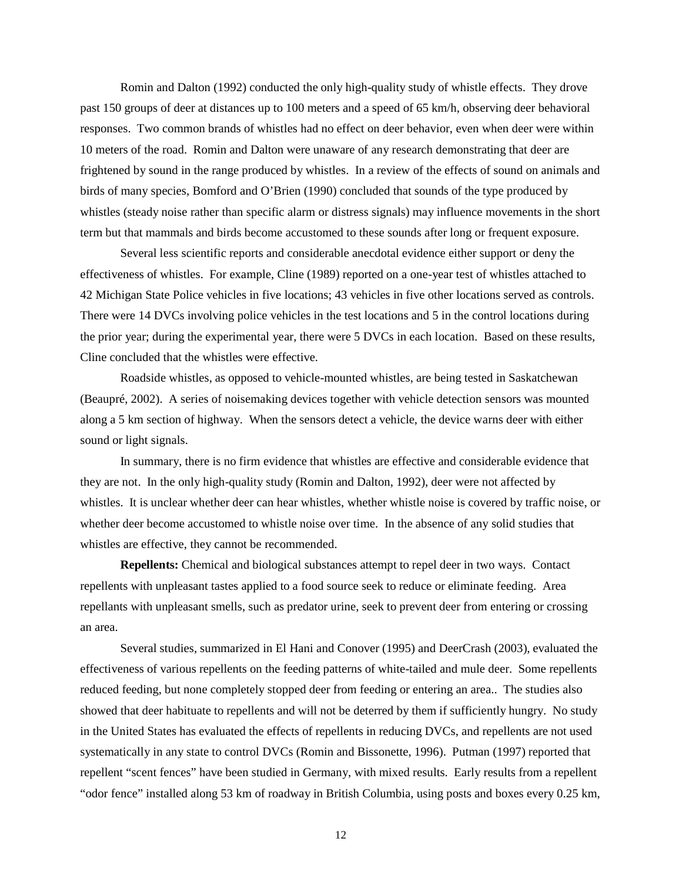Romin and Dalton (1992) conducted the only high-quality study of whistle effects. They drove past 150 groups of deer at distances up to 100 meters and a speed of 65 km/h, observing deer behavioral responses. Two common brands of whistles had no effect on deer behavior, even when deer were within 10 meters of the road. Romin and Dalton were unaware of any research demonstrating that deer are frightened by sound in the range produced by whistles. In a review of the effects of sound on animals and birds of many species, Bomford and O'Brien (1990) concluded that sounds of the type produced by whistles (steady noise rather than specific alarm or distress signals) may influence movements in the short term but that mammals and birds become accustomed to these sounds after long or frequent exposure.

Several less scientific reports and considerable anecdotal evidence either support or deny the effectiveness of whistles. For example, Cline (1989) reported on a one-year test of whistles attached to 42 Michigan State Police vehicles in five locations; 43 vehicles in five other locations served as controls. There were 14 DVCs involving police vehicles in the test locations and 5 in the control locations during the prior year; during the experimental year, there were 5 DVCs in each location. Based on these results, Cline concluded that the whistles were effective.

Roadside whistles, as opposed to vehicle-mounted whistles, are being tested in Saskatchewan (Beaupré, 2002). A series of noisemaking devices together with vehicle detection sensors was mounted along a 5 km section of highway. When the sensors detect a vehicle, the device warns deer with either sound or light signals.

In summary, there is no firm evidence that whistles are effective and considerable evidence that they are not. In the only high-quality study (Romin and Dalton, 1992), deer were not affected by whistles. It is unclear whether deer can hear whistles, whether whistle noise is covered by traffic noise, or whether deer become accustomed to whistle noise over time. In the absence of any solid studies that whistles are effective, they cannot be recommended.

**Repellents:** Chemical and biological substances attempt to repel deer in two ways. Contact repellents with unpleasant tastes applied to a food source seek to reduce or eliminate feeding. Area repellants with unpleasant smells, such as predator urine, seek to prevent deer from entering or crossing an area.

Several studies, summarized in El Hani and Conover (1995) and DeerCrash (2003), evaluated the effectiveness of various repellents on the feeding patterns of white-tailed and mule deer. Some repellents reduced feeding, but none completely stopped deer from feeding or entering an area.. The studies also showed that deer habituate to repellents and will not be deterred by them if sufficiently hungry. No study in the United States has evaluated the effects of repellents in reducing DVCs, and repellents are not used systematically in any state to control DVCs (Romin and Bissonette, 1996). Putman (1997) reported that repellent "scent fences" have been studied in Germany, with mixed results. Early results from a repellent "odor fence" installed along 53 km of roadway in British Columbia, using posts and boxes every 0.25 km,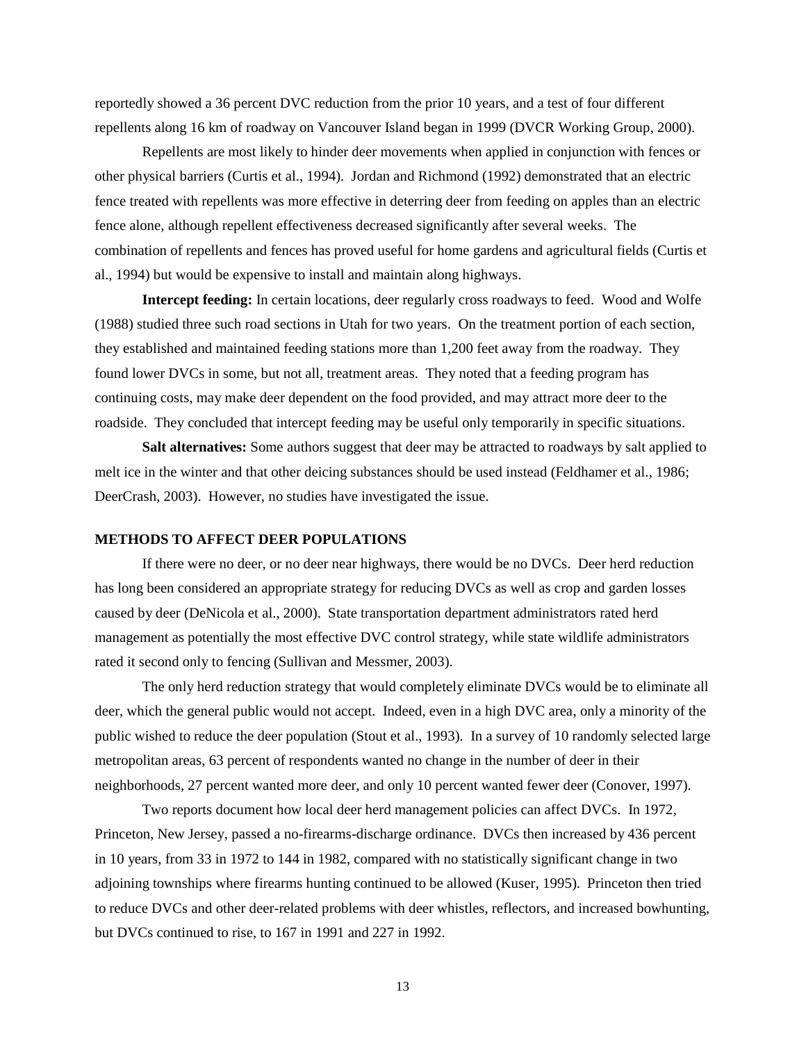reportedly showed a 36 percent DVC reduction from the prior 10 years, and a test of four different repellents along 16 km of roadway on Vancouver Island began in 1999 (DVCR Working Group, 2000).

Repellents are most likely to hinder deer movements when applied in conjunction with fences or other physical barriers (Curtis et al., 1994). Jordan and Richmond (1992) demonstrated that an electric fence treated with repellents was more effective in deterring deer from feeding on apples than an electric fence alone, although repellent effectiveness decreased significantly after several weeks. The combination of repellents and fences has proved useful for home gardens and agricultural fields (Curtis et al., 1994) but would be expensive to install and maintain along highways.

**Intercept feeding:** In certain locations, deer regularly cross roadways to feed. Wood and Wolfe (1988) studied three such road sections in Utah for two years. On the treatment portion of each section, they established and maintained feeding stations more than 1,200 feet away from the roadway. They found lower DVCs in some, but not all, treatment areas. They noted that a feeding program has continuing costs, may make deer dependent on the food provided, and may attract more deer to the roadside. They concluded that intercept feeding may be useful only temporarily in specific situations.

**Salt alternatives:** Some authors suggest that deer may be attracted to roadways by salt applied to melt ice in the winter and that other deicing substances should be used instead (Feldhamer et al., 1986; DeerCrash, 2003). However, no studies have investigated the issue.

## METHODS TO AFFECT DEER POPULATIONS

If there were no deer, or no deer near highways, there would be no DVCs. Deer herd reduction has long been considered an appropriate strategy for reducing DVCs as well as crop and garden losses caused by deer (DeNicola et al., 2000). State transportation department administrators rated herd management as potentially the most effective DVC control strategy, while state wildlife administrators rated it second only to fencing (Sullivan and Messmer, 2003).

The only herd reduction strategy that would completely eliminate DVCs would be to eliminate all deer, which the general public would not accept. Indeed, even in a high DVC area, only a minority of the public wished to reduce the deer population (Stout et al., 1993). In a survey of 10 randomly selected large metropolitan areas, 63 percent of respondents wanted no change in the number of deer in their neighborhoods, 27 percent wanted more deer, and only 10 percent wanted fewer deer (Conover, 1997).

Two reports document how local deer herd management policies can affect DVCs. In 1972, Princeton, New Jersey, passed a no-firearms-discharge ordinance. DVCs then increased by 436 percent in 10 years, from 33 in 1972 to 144 in 1982, compared with no statistically significant change in two adjoining townships where firearms hunting continued to be allowed (Kuser, 1995). Princeton then tried to reduce DVCs and other deer-related problems with deer whistles, reflectors, and increased bowhunting, but DVCs continued to rise, to 167 in 1991 and 227 in 1992.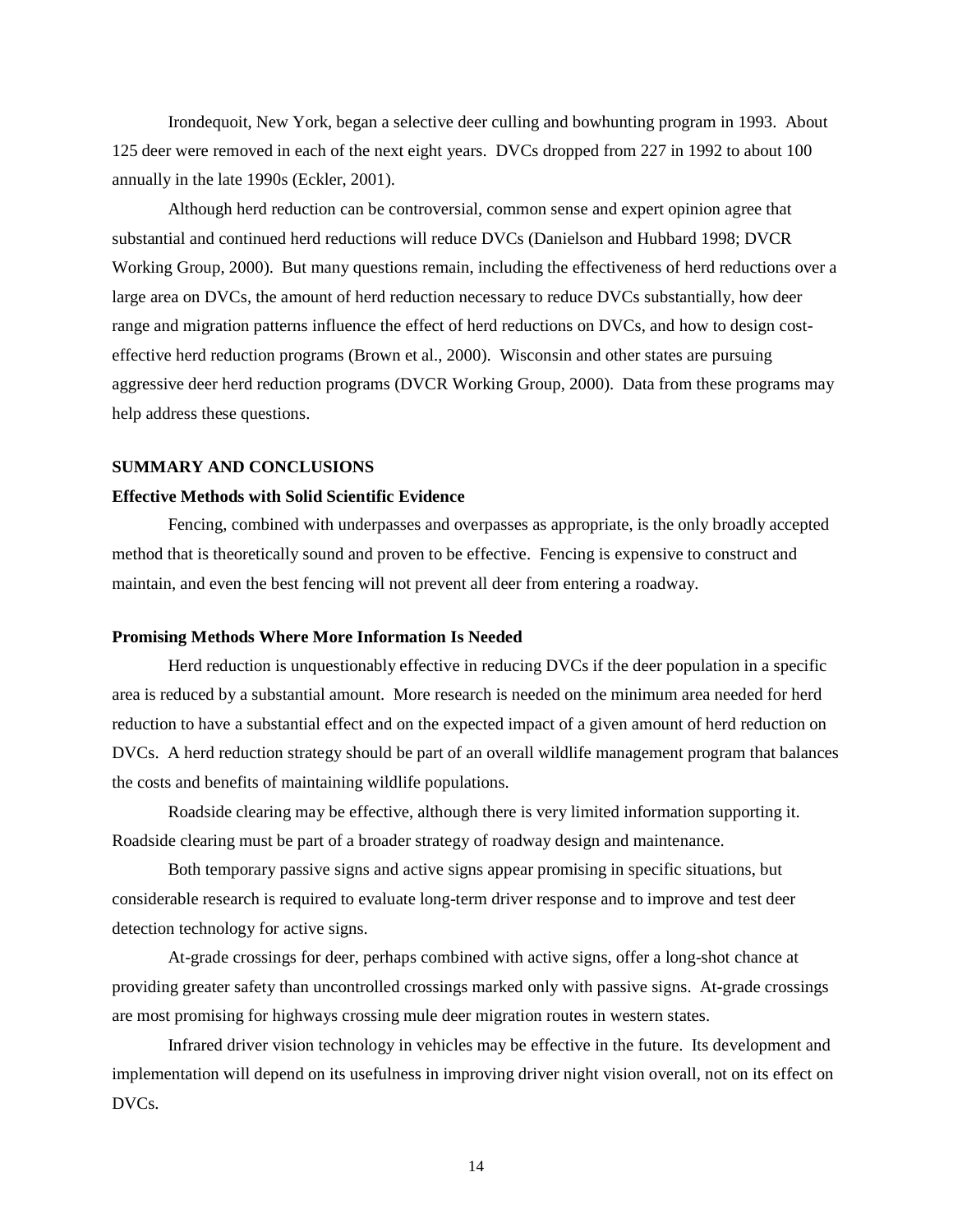Irondequoit, New York, began a selective deer culling and bowhunting program in 1993. About 125 deer were removed in each of the next eight years. DVCs dropped from 227 in 1992 to about 100 annually in the late 1990s (Eckler, 2001).

Although herd reduction can be controversial, common sense and expert opinion agree that substantial and continued herd reductions will reduce DVCs (Danielson and Hubbard 1998; DVCR Working Group, 2000). But many questions remain, including the effectiveness of herd reductions over a large area on DVCs, the amount of herd reduction necessary to reduce DVCs substantially, how deer range and migration patterns influence the effect of herd reductions on DVCs, and how to design cost-effective herd reduction programs (Brown et al., 2000). Wisconsin and other states are pursuing aggressive deer herd reduction programs (DVCR Working Group, 2000). Data from these programs may help address these questions.

## SUMMARY AND CONCLUSIONS

### Effective Methods with Solid Scientific Evidence

Fencing, combined with underpasses and overpasses as appropriate, is the only broadly accepted method that is theoretically sound and proven to be effective. Fencing is expensive to construct and maintain, and even the best fencing will not prevent all deer from entering a roadway.

### Promising Methods Where More Information Is Needed

Herd reduction is unquestionably effective in reducing DVCs if the deer population in a specific area is reduced by a substantial amount. More research is needed on the minimum area needed for herd reduction to have a substantial effect and on the expected impact of a given amount of herd reduction on DVCs. A herd reduction strategy should be part of an overall wildlife management program that balances the costs and benefits of maintaining wildlife populations.

Roadside clearing may be effective, although there is very limited information supporting it. Roadside clearing must be part of a broader strategy of roadway design and maintenance.

Both temporary passive signs and active signs appear promising in specific situations, but considerable research is required to evaluate long-term driver response and to improve and test deer detection technology for active signs.

At-grade crossings for deer, perhaps combined with active signs, offer a long-shot chance at providing greater safety than uncontrolled crossings marked only with passive signs. At-grade crossings are most promising for highways crossing mule deer migration routes in western states.

Infrared driver vision technology in vehicles may be effective in the future. Its development and implementation will depend on its usefulness in improving driver night vision overall, not on its effect on DVCs.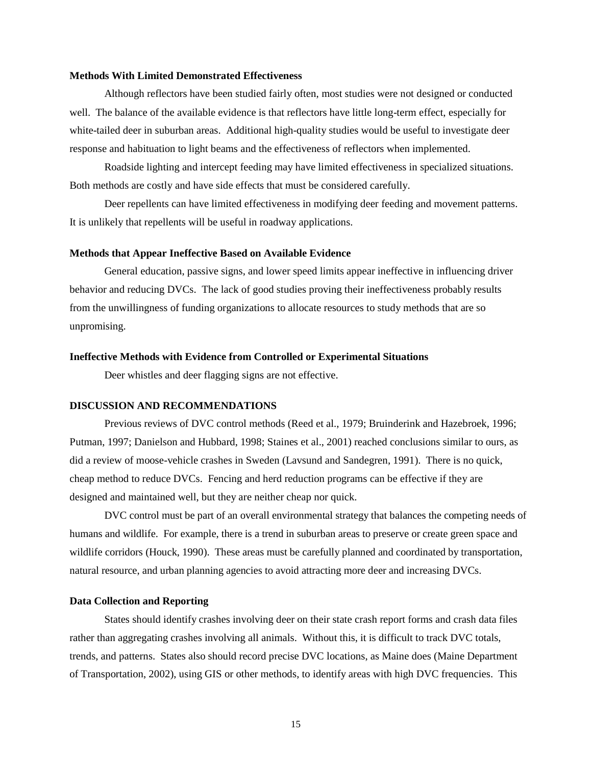### Methods With Limited Demonstrated Effectiveness

Although reflectors have been studied fairly often, most studies were not designed or conducted well. The balance of the available evidence is that reflectors have little long-term effect, especially for white-tailed deer in suburban areas. Additional high-quality studies would be useful to investigate deer response and habituation to light beams and the effectiveness of reflectors when implemented.

Roadside lighting and intercept feeding may have limited effectiveness in specialized situations. Both methods are costly and have side effects that must be considered carefully.

Deer repellents can have limited effectiveness in modifying deer feeding and movement patterns. It is unlikely that repellents will be useful in roadway applications.

### Methods that Appear Ineffective Based on Available Evidence

General education, passive signs, and lower speed limits appear ineffective in influencing driver behavior and reducing DVCs. The lack of good studies proving their ineffectiveness probably results from the unwillingness of funding organizations to allocate resources to study methods that are so unpromising.

### Ineffective Methods with Evidence from Controlled or Experimental Situations

Deer whistles and deer flagging signs are not effective.

## DISCUSSION AND RECOMMENDATIONS

Previous reviews of DVC control methods (Reed et al., 1979; Bruinderink and Hazebroek, 1996; Putman, 1997; Danielson and Hubbard, 1998; Staines et al., 2001) reached conclusions similar to ours, as did a review of moose-vehicle crashes in Sweden (Lavsund and Sandegren, 1991). There is no quick, cheap method to reduce DVCs. Fencing and herd reduction programs can be effective if they are designed and maintained well, but they are neither cheap nor quick.

DVC control must be part of an overall environmental strategy that balances the competing needs of humans and wildlife. For example, there is a trend in suburban areas to preserve or create green space and wildlife corridors (Houck, 1990). These areas must be carefully planned and coordinated by transportation, natural resource, and urban planning agencies to avoid attracting more deer and increasing DVCs.

### Data Collection and Reporting

States should identify crashes involving deer on their state crash report forms and crash data files rather than aggregating crashes involving all animals. Without this, it is difficult to track DVC totals, trends, and patterns. States also should record precise DVC locations, as Maine does (Maine Department of Transportation, 2002), using GIS or other methods, to identify areas with high DVC frequencies. This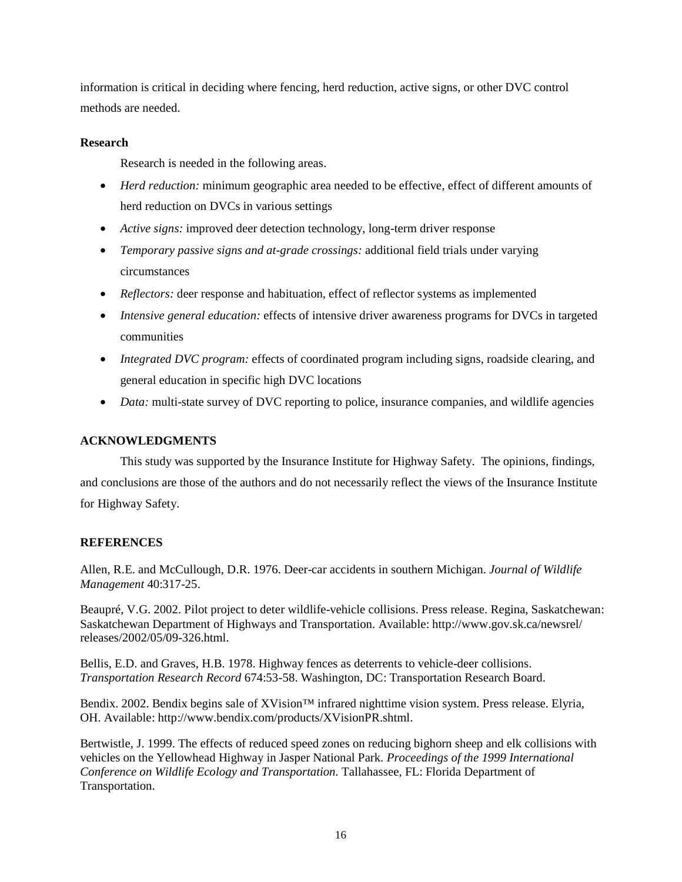information is critical in deciding where fencing, herd reduction, active signs, or other DVC control methods are needed.

### Research

Research is needed in the following areas.

- *Herd reduction:* minimum geographic area needed to be effective, effect of different amounts of herd reduction on DVCs in various settings
- *Active signs:* improved deer detection technology, long-term driver response
- *Temporary passive signs and at-grade crossings:* additional field trials under varying circumstances
- *Reflectors:* deer response and habituation, effect of reflector systems as implemented
- *Intensive general education:* effects of intensive driver awareness programs for DVCs in targeted communities
- *Integrated DVC program:* effects of coordinated program including signs, roadside clearing, and general education in specific high DVC locations
- *Data:* multi-state survey of DVC reporting to police, insurance companies, and wildlife agencies

## ACKNOWLEDGMENTS

This study was supported by the Insurance Institute for Highway Safety. The opinions, findings, and conclusions are those of the authors and do not necessarily reflect the views of the Insurance Institute for Highway Safety.

## REFERENCES

Allen, R.E. and McCullough, D.R. 1976. Deer-car accidents in southern Michigan. *Journal of Wildlife Management* 40:317-25.

Beaupré, V.G. 2002. Pilot project to deter wildlife-vehicle collisions. Press release. Regina, Saskatchewan: Saskatchewan Department of Highways and Transportation. Available: http://www.gov.sk.ca/newsrel/releases/2002/05/09-326.html.

Bellis, E.D. and Graves, H.B. 1978. Highway fences as deterrents to vehicle-deer collisions. *Transportation Research Record* 674:53-58. Washington, DC: Transportation Research Board.

Bendix. 2002. Bendix begins sale of XVision™ infrared nighttime vision system. Press release. Elyria, OH. Available: http://www.bendix.com/products/XVisionPR.shtml.

Bertwistle, J. 1999. The effects of reduced speed zones on reducing bighorn sheep and elk collisions with vehicles on the Yellowhead Highway in Jasper National Park. *Proceedings of the 1999 International Conference on Wildlife Ecology and Transportation.* Tallahassee, FL: Florida Department of Transportation.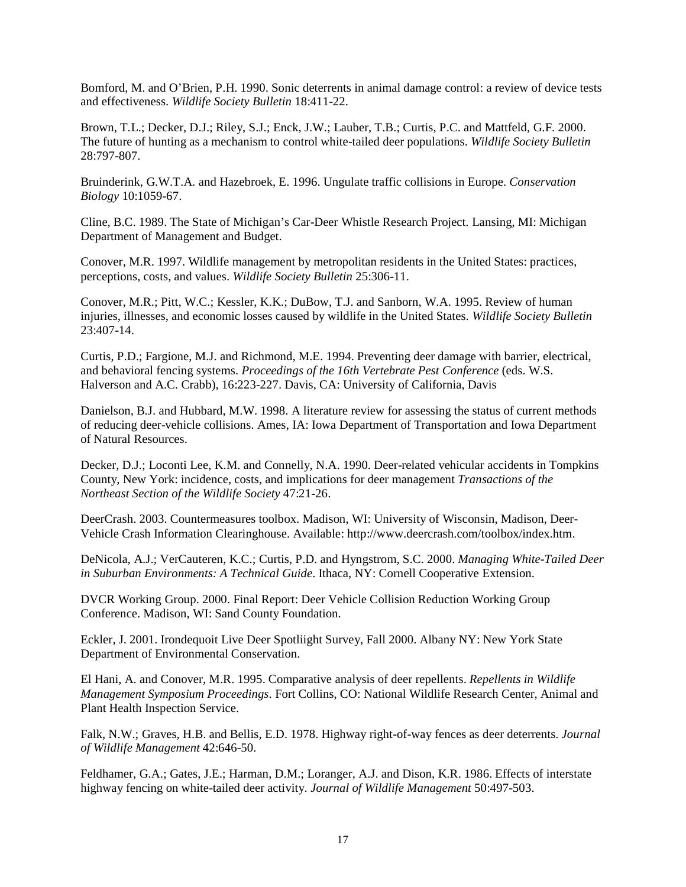Bomford, M. and O'Brien, P.H. 1990. Sonic deterrents in animal damage control: a review of device tests and effectiveness. *Wildlife Society Bulletin* 18:411-22.

Brown, T.L.; Decker, D.J.; Riley, S.J.; Enck, J.W.; Lauber, T.B.; Curtis, P.C. and Mattfeld, G.F. 2000. The future of hunting as a mechanism to control white-tailed deer populations. *Wildlife Society Bulletin* 28:797-807.

Bruinderink, G.W.T.A. and Hazebroek, E. 1996. Ungulate traffic collisions in Europe. *Conservation Biology* 10:1059-67.

Cline, B.C. 1989. The State of Michigan's Car-Deer Whistle Research Project. Lansing, MI: Michigan Department of Management and Budget.

Conover, M.R. 1997. Wildlife management by metropolitan residents in the United States: practices, perceptions, costs, and values. *Wildlife Society Bulletin* 25:306-11.

Conover, M.R.; Pitt, W.C.; Kessler, K.K.; DuBow, T.J. and Sanborn, W.A. 1995. Review of human injuries, illnesses, and economic losses caused by wildlife in the United States. *Wildlife Society Bulletin* 23:407-14.

Curtis, P.D.; Fargione, M.J. and Richmond, M.E. 1994. Preventing deer damage with barrier, electrical, and behavioral fencing systems. *Proceedings of the 16th Vertebrate Pest Conference* (eds. W.S. Halverson and A.C. Crabb), 16:223-227. Davis, CA: University of California, Davis

Danielson, B.J. and Hubbard, M.W. 1998. A literature review for assessing the status of current methods of reducing deer-vehicle collisions. Ames, IA: Iowa Department of Transportation and Iowa Department of Natural Resources.

Decker, D.J.; Loconti Lee, K.M. and Connelly, N.A. 1990. Deer-related vehicular accidents in Tompkins County, New York: incidence, costs, and implications for deer management *Transactions of the Northeast Section of the Wildlife Society* 47:21-26.

DeerCrash. 2003. Countermeasures toolbox. Madison, WI: University of Wisconsin, Madison, Deer-Vehicle Crash Information Clearinghouse. Available: http://www.deercrash.com/toolbox/index.htm.

DeNicola, A.J.; VerCauteren, K.C.; Curtis, P.D. and Hyngstrom, S.C. 2000. *Managing White-Tailed Deer in Suburban Environments: A Technical Guide*. Ithaca, NY: Cornell Cooperative Extension.

DVCR Working Group. 2000. Final Report: Deer Vehicle Collision Reduction Working Group Conference. Madison, WI: Sand County Foundation.

Eckler, J. 2001. Irondequoit Live Deer Spotliight Survey, Fall 2000. Albany NY: New York State Department of Environmental Conservation.

El Hani, A. and Conover, M.R. 1995. Comparative analysis of deer repellents. *Repellents in Wildlife Management Symposium Proceedings*. Fort Collins, CO: National Wildlife Research Center, Animal and Plant Health Inspection Service.

Falk, N.W.; Graves, H.B. and Bellis, E.D. 1978. Highway right-of-way fences as deer deterrents. *Journal of Wildlife Management* 42:646-50.

Feldhamer, G.A.; Gates, J.E.; Harman, D.M.; Loranger, A.J. and Dison, K.R. 1986. Effects of interstate highway fencing on white-tailed deer activity. *Journal of Wildlife Management* 50:497-503.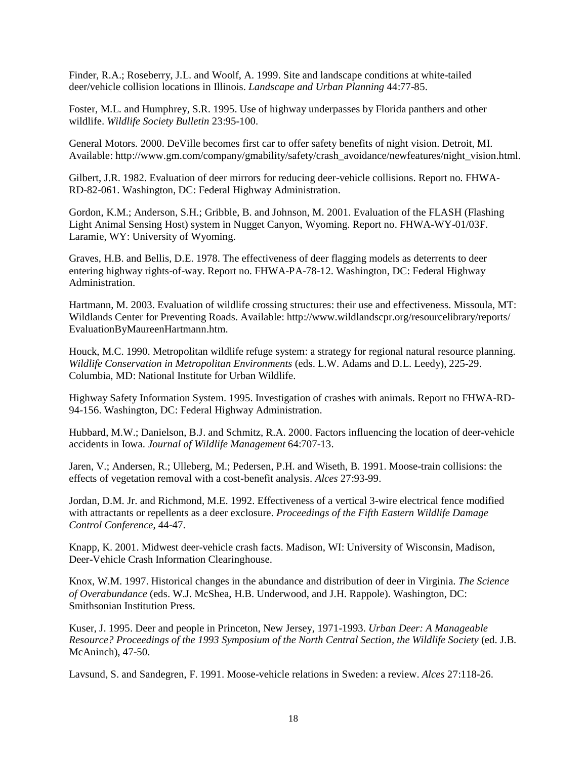Finder, R.A.; Roseberry, J.L. and Woolf, A. 1999. Site and landscape conditions at white-tailed deer/vehicle collision locations in Illinois. *Landscape and Urban Planning* 44:77-85.

Foster, M.L. and Humphrey, S.R. 1995. Use of highway underpasses by Florida panthers and other wildlife. *Wildlife Society Bulletin* 23:95-100.

General Motors. 2000. DeVille becomes first car to offer safety benefits of night vision. Detroit, MI. Available: http://www.gm.com/company/gmability/safety/crash_avoidance/newfeatures/night_vision.html.

Gilbert, J.R. 1982. Evaluation of deer mirrors for reducing deer-vehicle collisions. Report no. FHWA-RD-82-061. Washington, DC: Federal Highway Administration.

Gordon, K.M.; Anderson, S.H.; Gribble, B. and Johnson, M. 2001. Evaluation of the FLASH (Flashing Light Animal Sensing Host) system in Nugget Canyon, Wyoming. Report no. FHWA-WY-01/03F. Laramie, WY: University of Wyoming.

Graves, H.B. and Bellis, D.E. 1978. The effectiveness of deer flagging models as deterrents to deer entering highway rights-of-way. Report no. FHWA-PA-78-12. Washington, DC: Federal Highway Administration.

Hartmann, M. 2003. Evaluation of wildlife crossing structures: their use and effectiveness. Missoula, MT: Wildlands Center for Preventing Roads. Available: http://www.wildlandscpr.org/resourcelibrary/reports/EvaluationByMaureenHartmann.htm.

Houck, M.C. 1990. Metropolitan wildlife refuge system: a strategy for regional natural resource planning. *Wildlife Conservation in Metropolitan Environments* (eds. L.W. Adams and D.L. Leedy), 225-29. Columbia, MD: National Institute for Urban Wildlife.

Highway Safety Information System. 1995. Investigation of crashes with animals. Report no FHWA-RD-94-156. Washington, DC: Federal Highway Administration.

Hubbard, M.W.; Danielson, B.J. and Schmitz, R.A. 2000. Factors influencing the location of deer-vehicle accidents in Iowa. *Journal of Wildlife Management* 64:707-13.

Jaren, V.; Andersen, R.; Ulleberg, M.; Pedersen, P.H. and Wiseth, B. 1991. Moose-train collisions: the effects of vegetation removal with a cost-benefit analysis. *Alces* 27:93-99.

Jordan, D.M. Jr. and Richmond, M.E. 1992. Effectiveness of a vertical 3-wire electrical fence modified with attractants or repellents as a deer exclosure. *Proceedings of the Fifth Eastern Wildlife Damage Control Conference*, 44-47.

Knapp, K. 2001. Midwest deer-vehicle crash facts. Madison, WI: University of Wisconsin, Madison, Deer-Vehicle Crash Information Clearinghouse.

Knox, W.M. 1997. Historical changes in the abundance and distribution of deer in Virginia. *The Science of Overabundance* (eds. W.J. McShea, H.B. Underwood, and J.H. Rappole). Washington, DC: Smithsonian Institution Press.

Kuser, J. 1995. Deer and people in Princeton, New Jersey, 1971-1993. *Urban Deer: A Manageable Resource? Proceedings of the 1993 Symposium of the North Central Section, the Wildlife Society* (ed. J.B. McAninch), 47-50.

Lavsund, S. and Sandegren, F. 1991. Moose-vehicle relations in Sweden: a review. *Alces* 27:118-26.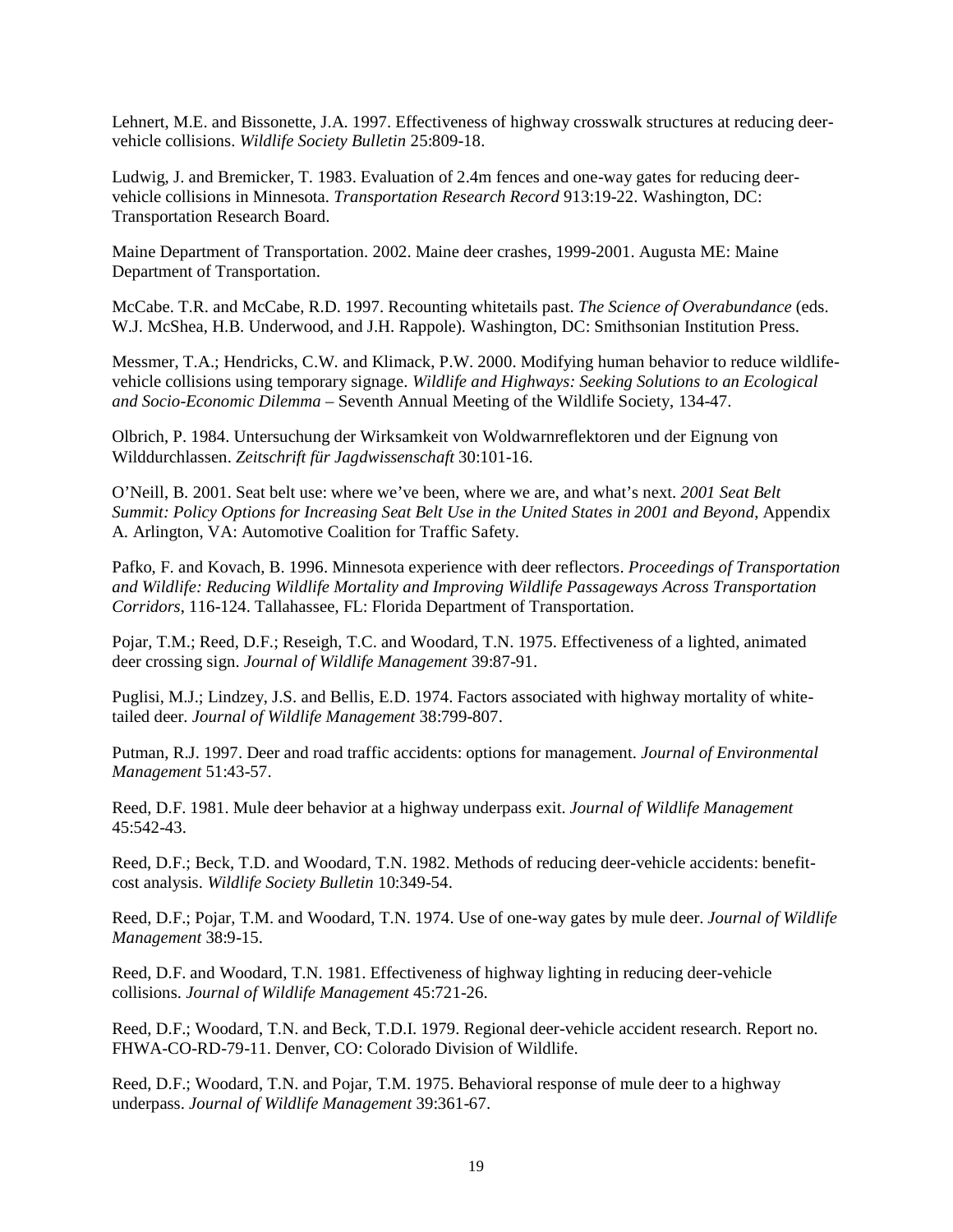Lehnert, M.E. and Bissonette, J.A. 1997. Effectiveness of highway crosswalk structures at reducing deer-vehicle collisions. *Wildlife Society Bulletin* 25:809-18.

Ludwig, J. and Bremicker, T. 1983. Evaluation of 2.4m fences and one-way gates for reducing deer-vehicle collisions in Minnesota. *Transportation Research Record* 913:19-22. Washington, DC: Transportation Research Board.

Maine Department of Transportation. 2002. Maine deer crashes, 1999-2001. Augusta ME: Maine Department of Transportation.

McCabe. T.R. and McCabe, R.D. 1997. Recounting whitetails past. *The Science of Overabundance* (eds. W.J. McShea, H.B. Underwood, and J.H. Rappole). Washington, DC: Smithsonian Institution Press.

Messmer, T.A.; Hendricks, C.W. and Klimack, P.W. 2000. Modifying human behavior to reduce wildlife-vehicle collisions using temporary signage. *Wildlife and Highways: Seeking Solutions to an Ecological and Socio-Economic Dilemma* – Seventh Annual Meeting of the Wildlife Society, 134-47.

Olbrich, P. 1984. Untersuchung der Wirksamkeit von Woldwarnreflektoren und der Eignung von Wilddurchlassen. *Zeitschrift für Jagdwissenschaft* 30:101-16.

O'Neill, B. 2001. Seat belt use: where we've been, where we are, and what's next. *2001 Seat Belt Summit: Policy Options for Increasing Seat Belt Use in the United States in 2001 and Beyond*, Appendix A. Arlington, VA: Automotive Coalition for Traffic Safety.

Pafko, F. and Kovach, B. 1996. Minnesota experience with deer reflectors. *Proceedings of Transportation and Wildlife: Reducing Wildlife Mortality and Improving Wildlife Passageways Across Transportation Corridors*, 116-124. Tallahassee, FL: Florida Department of Transportation.

Pojar, T.M.; Reed, D.F.; Reseigh, T.C. and Woodard, T.N. 1975. Effectiveness of a lighted, animated deer crossing sign. *Journal of Wildlife Management* 39:87-91.

Puglisi, M.J.; Lindzey, J.S. and Bellis, E.D. 1974. Factors associated with highway mortality of white-tailed deer. *Journal of Wildlife Management* 38:799-807.

Putman, R.J. 1997. Deer and road traffic accidents: options for management. *Journal of Environmental Management* 51:43-57.

Reed, D.F. 1981. Mule deer behavior at a highway underpass exit. *Journal of Wildlife Management* 45:542-43.

Reed, D.F.; Beck, T.D. and Woodard, T.N. 1982. Methods of reducing deer-vehicle accidents: benefit-cost analysis. *Wildlife Society Bulletin* 10:349-54.

Reed, D.F.; Pojar, T.M. and Woodard, T.N. 1974. Use of one-way gates by mule deer. *Journal of Wildlife Management* 38:9-15.

Reed, D.F. and Woodard, T.N. 1981. Effectiveness of highway lighting in reducing deer-vehicle collisions. *Journal of Wildlife Management* 45:721-26.

Reed, D.F.; Woodard, T.N. and Beck, T.D.I. 1979. Regional deer-vehicle accident research. Report no. FHWA-CO-RD-79-11. Denver, CO: Colorado Division of Wildlife.

Reed, D.F.; Woodard, T.N. and Pojar, T.M. 1975. Behavioral response of mule deer to a highway underpass. *Journal of Wildlife Management* 39:361-67.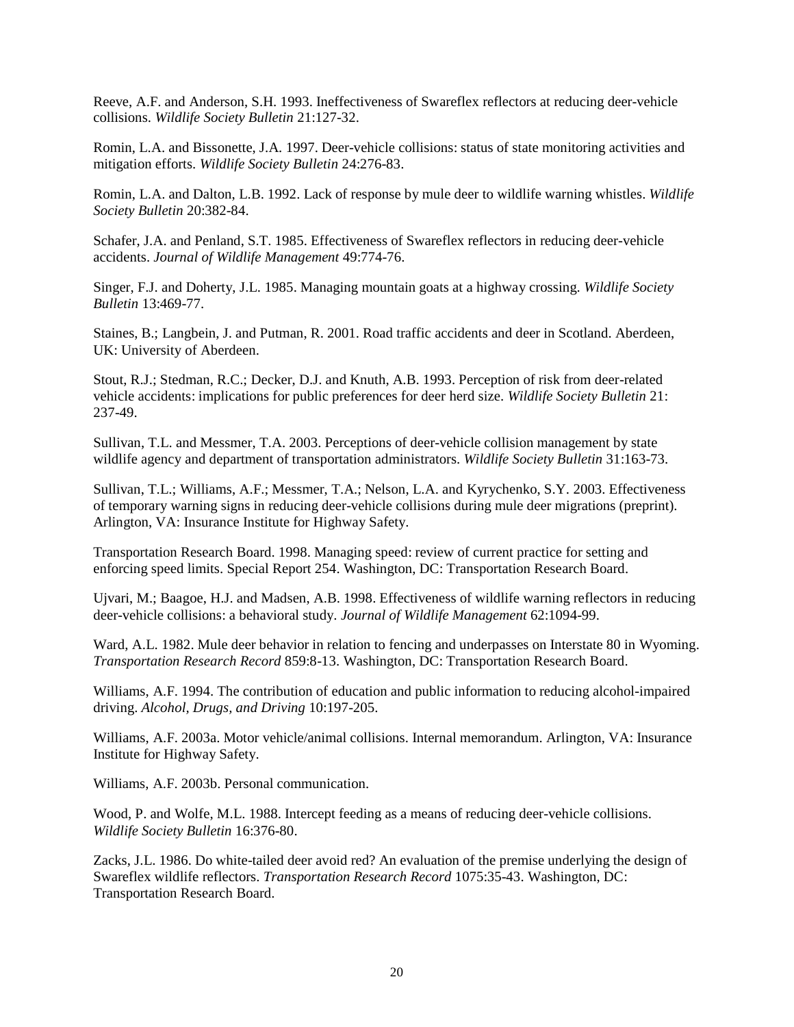Reeve, A.F. and Anderson, S.H. 1993. Ineffectiveness of Swareflex reflectors at reducing deer-vehicle collisions. *Wildlife Society Bulletin* 21:127-32.

Romin, L.A. and Bissonette, J.A. 1997. Deer-vehicle collisions: status of state monitoring activities and mitigation efforts. *Wildlife Society Bulletin* 24:276-83.

Romin, L.A. and Dalton, L.B. 1992. Lack of response by mule deer to wildlife warning whistles. *Wildlife Society Bulletin* 20:382-84.

Schafer, J.A. and Penland, S.T. 1985. Effectiveness of Swareflex reflectors in reducing deer-vehicle accidents. *Journal of Wildlife Management* 49:774-76.

Singer, F.J. and Doherty, J.L. 1985. Managing mountain goats at a highway crossing. *Wildlife Society Bulletin* 13:469-77.

Staines, B.; Langbein, J. and Putman, R. 2001. Road traffic accidents and deer in Scotland. Aberdeen, UK: University of Aberdeen.

Stout, R.J.; Stedman, R.C.; Decker, D.J. and Knuth, A.B. 1993. Perception of risk from deer-related vehicle accidents: implications for public preferences for deer herd size. *Wildlife Society Bulletin* 21: 237-49.

Sullivan, T.L. and Messmer, T.A. 2003. Perceptions of deer-vehicle collision management by state wildlife agency and department of transportation administrators. *Wildlife Society Bulletin* 31:163-73.

Sullivan, T.L.; Williams, A.F.; Messmer, T.A.; Nelson, L.A. and Kyrychenko, S.Y. 2003. Effectiveness of temporary warning signs in reducing deer-vehicle collisions during mule deer migrations (preprint). Arlington, VA: Insurance Institute for Highway Safety.

Transportation Research Board. 1998. Managing speed: review of current practice for setting and enforcing speed limits. Special Report 254. Washington, DC: Transportation Research Board.

Ujvari, M.; Baagoe, H.J. and Madsen, A.B. 1998. Effectiveness of wildlife warning reflectors in reducing deer-vehicle collisions: a behavioral study. *Journal of Wildlife Management* 62:1094-99.

Ward, A.L. 1982. Mule deer behavior in relation to fencing and underpasses on Interstate 80 in Wyoming. *Transportation Research Record* 859:8-13. Washington, DC: Transportation Research Board.

Williams, A.F. 1994. The contribution of education and public information to reducing alcohol-impaired driving. *Alcohol, Drugs, and Driving* 10:197-205.

Williams, A.F. 2003a. Motor vehicle/animal collisions. Internal memorandum. Arlington, VA: Insurance Institute for Highway Safety.

Williams, A.F. 2003b. Personal communication.

Wood, P. and Wolfe, M.L. 1988. Intercept feeding as a means of reducing deer-vehicle collisions. *Wildlife Society Bulletin* 16:376-80.

Zacks, J.L. 1986. Do white-tailed deer avoid red? An evaluation of the premise underlying the design of Swareflex wildlife reflectors. *Transportation Research Record* 1075:35-43. Washington, DC: Transportation Research Board.